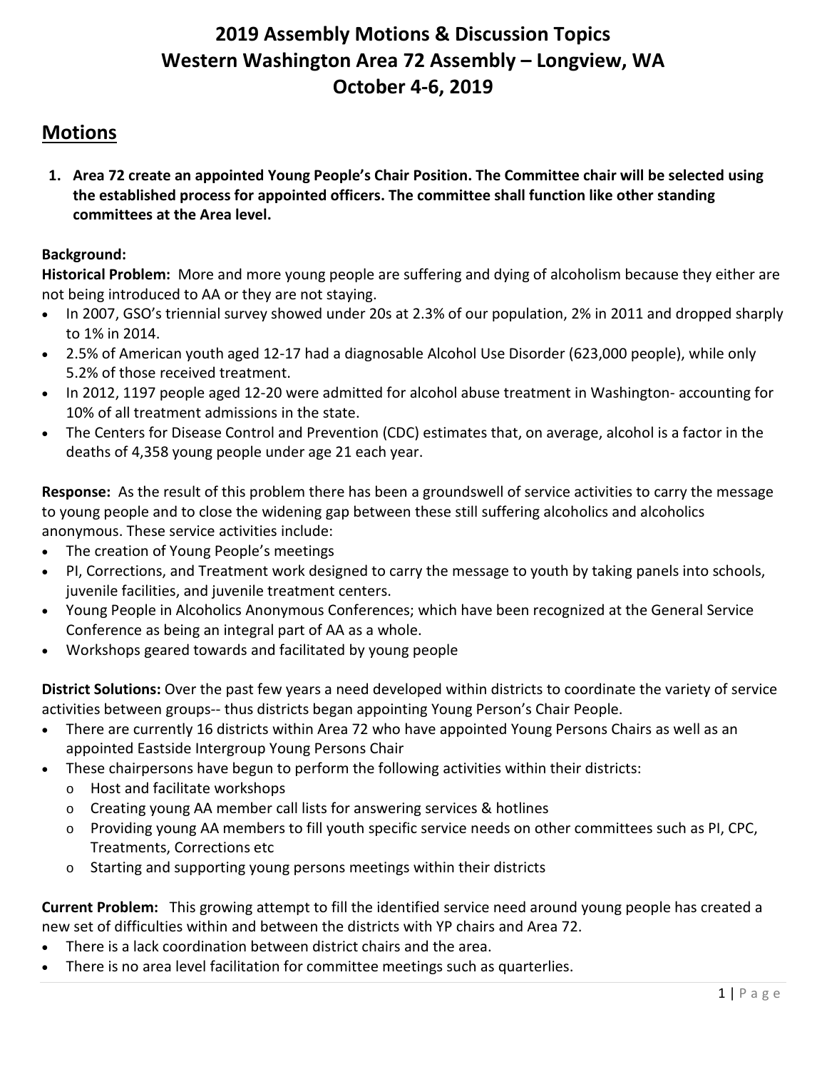# 2019 Assembly Motions & Discussion Topics
# Western Washington Area 72 Assembly – Longview, WA
# October 4-6, 2019

## Motions

1. **Area 72 create an appointed Young People's Chair Position. The Committee chair will be selected using the established process for appointed officers. The committee shall function like other standing committees at the Area level.**

**Background:**

**Historical Problem:** More and more young people are suffering and dying of alcoholism because they either are not being introduced to AA or they are not staying.

- In 2007, GSO's triennial survey showed under 20s at 2.3% of our population, 2% in 2011 and dropped sharply to 1% in 2014.
- 2.5% of American youth aged 12-17 had a diagnosable Alcohol Use Disorder (623,000 people), while only 5.2% of those received treatment.
- In 2012, 1197 people aged 12-20 were admitted for alcohol abuse treatment in Washington- accounting for 10% of all treatment admissions in the state.
- The Centers for Disease Control and Prevention (CDC) estimates that, on average, alcohol is a factor in the deaths of 4,358 young people under age 21 each year.

**Response:** As the result of this problem there has been a groundswell of service activities to carry the message to young people and to close the widening gap between these still suffering alcoholics and alcoholics anonymous. These service activities include:

- The creation of Young People's meetings
- PI, Corrections, and Treatment work designed to carry the message to youth by taking panels into schools, juvenile facilities, and juvenile treatment centers.
- Young People in Alcoholics Anonymous Conferences; which have been recognized at the General Service Conference as being an integral part of AA as a whole.
- Workshops geared towards and facilitated by young people

**District Solutions:** Over the past few years a need developed within districts to coordinate the variety of service activities between groups-- thus districts began appointing Young Person's Chair People.

- There are currently 16 districts within Area 72 who have appointed Young Persons Chairs as well as an appointed Eastside Intergroup Young Persons Chair
- These chairpersons have begun to perform the following activities within their districts:
  - Host and facilitate workshops
  - Creating young AA member call lists for answering services & hotlines
  - Providing young AA members to fill youth specific service needs on other committees such as PI, CPC, Treatments, Corrections etc
  - Starting and supporting young persons meetings within their districts

**Current Problem:** This growing attempt to fill the identified service need around young people has created a new set of difficulties within and between the districts with YP chairs and Area 72.

- There is a lack coordination between district chairs and the area.
- There is no area level facilitation for committee meetings such as quarterlies.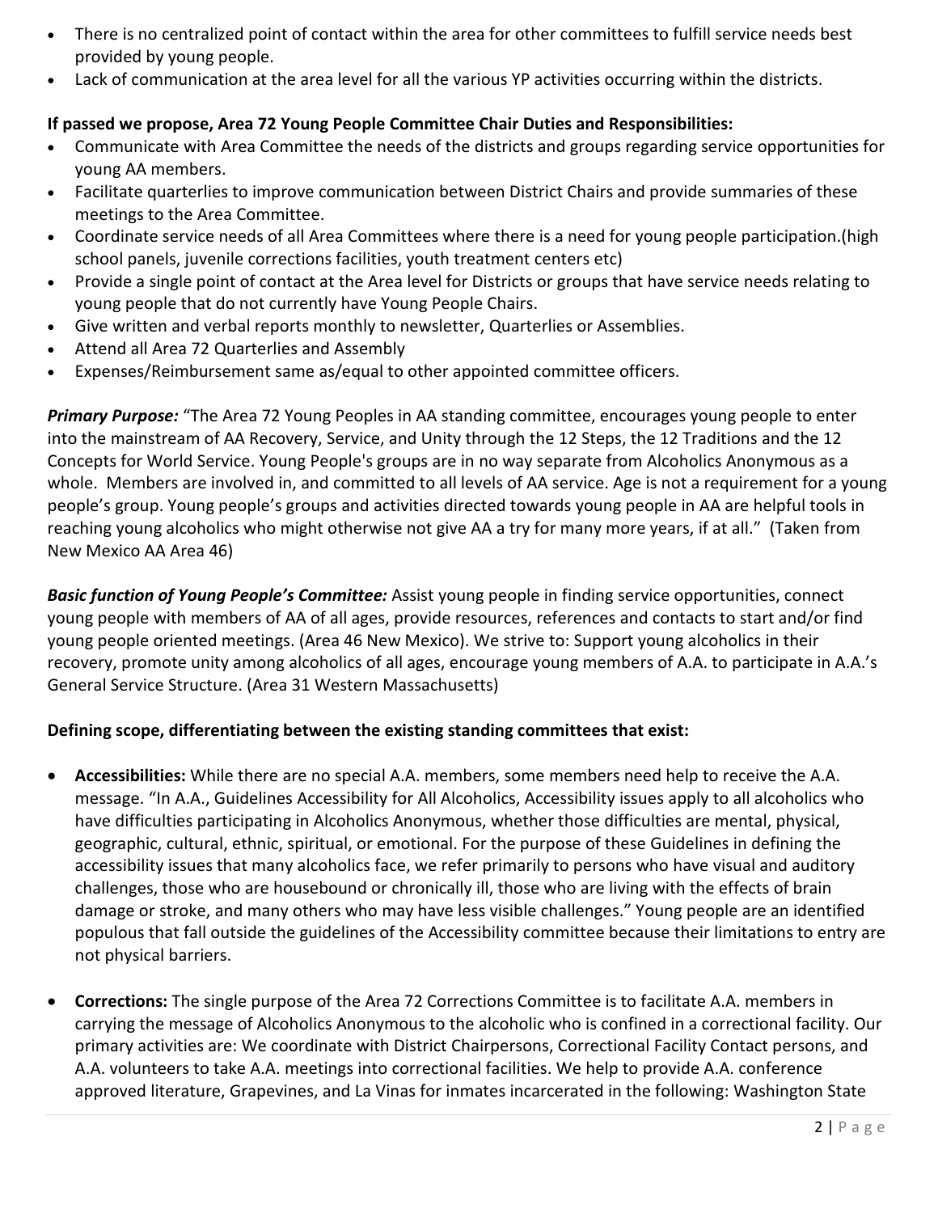- There is no centralized point of contact within the area for other committees to fulfill service needs best provided by young people.
- Lack of communication at the area level for all the various YP activities occurring within the districts.

**If passed we propose, Area 72 Young People Committee Chair Duties and Responsibilities:**

- Communicate with Area Committee the needs of the districts and groups regarding service opportunities for young AA members.
- Facilitate quarterlies to improve communication between District Chairs and provide summaries of these meetings to the Area Committee.
- Coordinate service needs of all Area Committees where there is a need for young people participation.(high school panels, juvenile corrections facilities, youth treatment centers etc)
- Provide a single point of contact at the Area level for Districts or groups that have service needs relating to young people that do not currently have Young People Chairs.
- Give written and verbal reports monthly to newsletter, Quarterlies or Assemblies.
- Attend all Area 72 Quarterlies and Assembly
- Expenses/Reimbursement same as/equal to other appointed committee officers.

***Primary Purpose:*** "The Area 72 Young Peoples in AA standing committee, encourages young people to enter into the mainstream of AA Recovery, Service, and Unity through the 12 Steps, the 12 Traditions and the 12 Concepts for World Service. Young People's groups are in no way separate from Alcoholics Anonymous as a whole. Members are involved in, and committed to all levels of AA service. Age is not a requirement for a young people's group. Young people's groups and activities directed towards young people in AA are helpful tools in reaching young alcoholics who might otherwise not give AA a try for many more years, if at all." (Taken from New Mexico AA Area 46)

***Basic function of Young People's Committee:*** Assist young people in finding service opportunities, connect young people with members of AA of all ages, provide resources, references and contacts to start and/or find young people oriented meetings. (Area 46 New Mexico). We strive to: Support young alcoholics in their recovery, promote unity among alcoholics of all ages, encourage young members of A.A. to participate in A.A.'s General Service Structure. (Area 31 Western Massachusetts)

**Defining scope, differentiating between the existing standing committees that exist:**

- **Accessibilities:** While there are no special A.A. members, some members need help to receive the A.A. message. "In A.A., Guidelines Accessibility for All Alcoholics, Accessibility issues apply to all alcoholics who have difficulties participating in Alcoholics Anonymous, whether those difficulties are mental, physical, geographic, cultural, ethnic, spiritual, or emotional. For the purpose of these Guidelines in defining the accessibility issues that many alcoholics face, we refer primarily to persons who have visual and auditory challenges, those who are housebound or chronically ill, those who are living with the effects of brain damage or stroke, and many others who may have less visible challenges." Young people are an identified populous that fall outside the guidelines of the Accessibility committee because their limitations to entry are not physical barriers.

- **Corrections:** The single purpose of the Area 72 Corrections Committee is to facilitate A.A. members in carrying the message of Alcoholics Anonymous to the alcoholic who is confined in a correctional facility. Our primary activities are: We coordinate with District Chairpersons, Correctional Facility Contact persons, and A.A. volunteers to take A.A. meetings into correctional facilities. We help to provide A.A. conference approved literature, Grapevines, and La Vinas for inmates incarcerated in the following: Washington State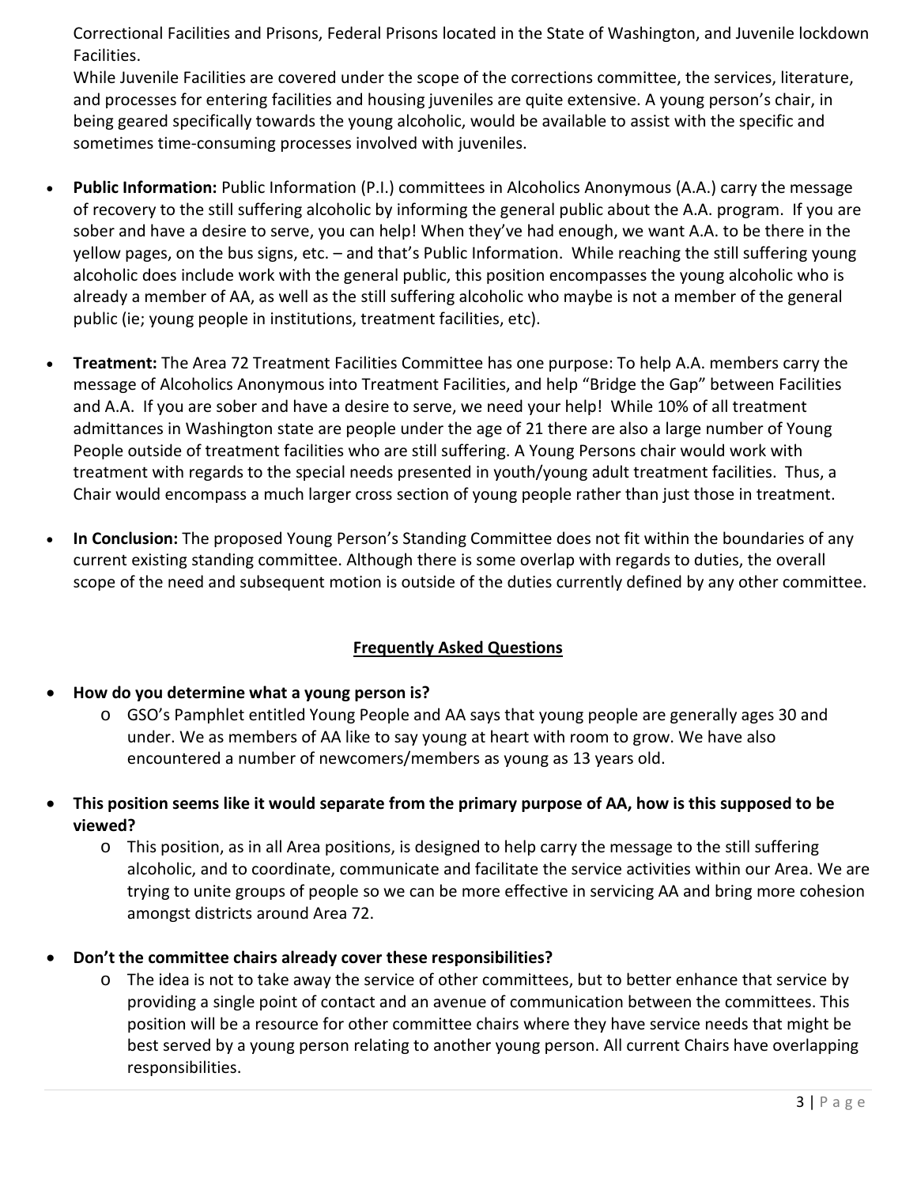Correctional Facilities and Prisons, Federal Prisons located in the State of Washington, and Juvenile lockdown Facilities.

While Juvenile Facilities are covered under the scope of the corrections committee, the services, literature, and processes for entering facilities and housing juveniles are quite extensive. A young person's chair, in being geared specifically towards the young alcoholic, would be available to assist with the specific and sometimes time-consuming processes involved with juveniles.

- **Public Information:** Public Information (P.I.) committees in Alcoholics Anonymous (A.A.) carry the message of recovery to the still suffering alcoholic by informing the general public about the A.A. program. If you are sober and have a desire to serve, you can help! When they've had enough, we want A.A. to be there in the yellow pages, on the bus signs, etc. – and that's Public Information. While reaching the still suffering young alcoholic does include work with the general public, this position encompasses the young alcoholic who is already a member of AA, as well as the still suffering alcoholic who maybe is not a member of the general public (ie; young people in institutions, treatment facilities, etc).

- **Treatment:** The Area 72 Treatment Facilities Committee has one purpose: To help A.A. members carry the message of Alcoholics Anonymous into Treatment Facilities, and help "Bridge the Gap" between Facilities and A.A. If you are sober and have a desire to serve, we need your help! While 10% of all treatment admittances in Washington state are people under the age of 21 there are also a large number of Young People outside of treatment facilities who are still suffering. A Young Persons chair would work with treatment with regards to the special needs presented in youth/young adult treatment facilities. Thus, a Chair would encompass a much larger cross section of young people rather than just those in treatment.

- **In Conclusion:** The proposed Young Person's Standing Committee does not fit within the boundaries of any current existing standing committee. Although there is some overlap with regards to duties, the overall scope of the need and subsequent motion is outside of the duties currently defined by any other committee.

## Frequently Asked Questions

- **How do you determine what a young person is?**
  - GSO's Pamphlet entitled Young People and AA says that young people are generally ages 30 and under. We as members of AA like to say young at heart with room to grow. We have also encountered a number of newcomers/members as young as 13 years old.

- **This position seems like it would separate from the primary purpose of AA, how is this supposed to be viewed?**
  - This position, as in all Area positions, is designed to help carry the message to the still suffering alcoholic, and to coordinate, communicate and facilitate the service activities within our Area. We are trying to unite groups of people so we can be more effective in servicing AA and bring more cohesion amongst districts around Area 72.

- **Don't the committee chairs already cover these responsibilities?**
  - The idea is not to take away the service of other committees, but to better enhance that service by providing a single point of contact and an avenue of communication between the committees. This position will be a resource for other committee chairs where they have service needs that might be best served by a young person relating to another young person. All current Chairs have overlapping responsibilities.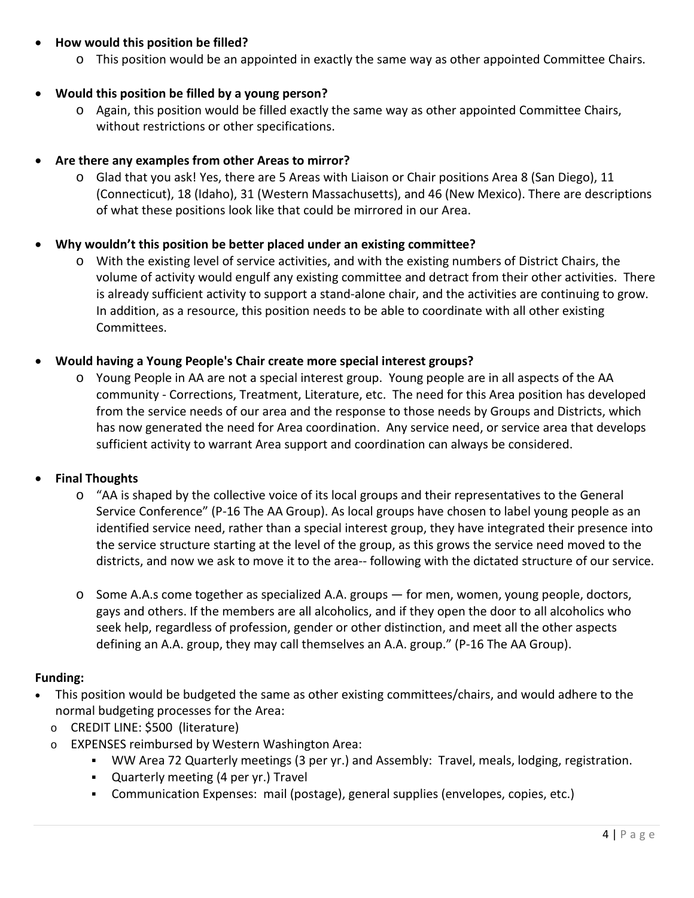- **How would this position be filled?**
  - This position would be an appointed in exactly the same way as other appointed Committee Chairs.
- **Would this position be filled by a young person?**
  - Again, this position would be filled exactly the same way as other appointed Committee Chairs, without restrictions or other specifications.
- **Are there any examples from other Areas to mirror?**
  - Glad that you ask! Yes, there are 5 Areas with Liaison or Chair positions Area 8 (San Diego), 11 (Connecticut), 18 (Idaho), 31 (Western Massachusetts), and 46 (New Mexico). There are descriptions of what these positions look like that could be mirrored in our Area.
- **Why wouldn't this position be better placed under an existing committee?**
  - With the existing level of service activities, and with the existing numbers of District Chairs, the volume of activity would engulf any existing committee and detract from their other activities. There is already sufficient activity to support a stand-alone chair, and the activities are continuing to grow. In addition, as a resource, this position needs to be able to coordinate with all other existing Committees.
- **Would having a Young People's Chair create more special interest groups?**
  - Young People in AA are not a special interest group. Young people are in all aspects of the AA community - Corrections, Treatment, Literature, etc. The need for this Area position has developed from the service needs of our area and the response to those needs by Groups and Districts, which has now generated the need for Area coordination. Any service need, or service area that develops sufficient activity to warrant Area support and coordination can always be considered.
- **Final Thoughts**
  - "AA is shaped by the collective voice of its local groups and their representatives to the General Service Conference" (P-16 The AA Group). As local groups have chosen to label young people as an identified service need, rather than a special interest group, they have integrated their presence into the service structure starting at the level of the group, as this grows the service need moved to the districts, and now we ask to move it to the area-- following with the dictated structure of our service.
  - Some A.A.s come together as specialized A.A. groups — for men, women, young people, doctors, gays and others. If the members are all alcoholics, and if they open the door to all alcoholics who seek help, regardless of profession, gender or other distinction, and meet all the other aspects defining an A.A. group, they may call themselves an A.A. group." (P-16 The AA Group).

**Funding:**

- This position would be budgeted the same as other existing committees/chairs, and would adhere to the normal budgeting processes for the Area:
  - CREDIT LINE: $500 (literature)
  - EXPENSES reimbursed by Western Washington Area:
    - WW Area 72 Quarterly meetings (3 per yr.) and Assembly: Travel, meals, lodging, registration.
    - Quarterly meeting (4 per yr.) Travel
    - Communication Expenses: mail (postage), general supplies (envelopes, copies, etc.)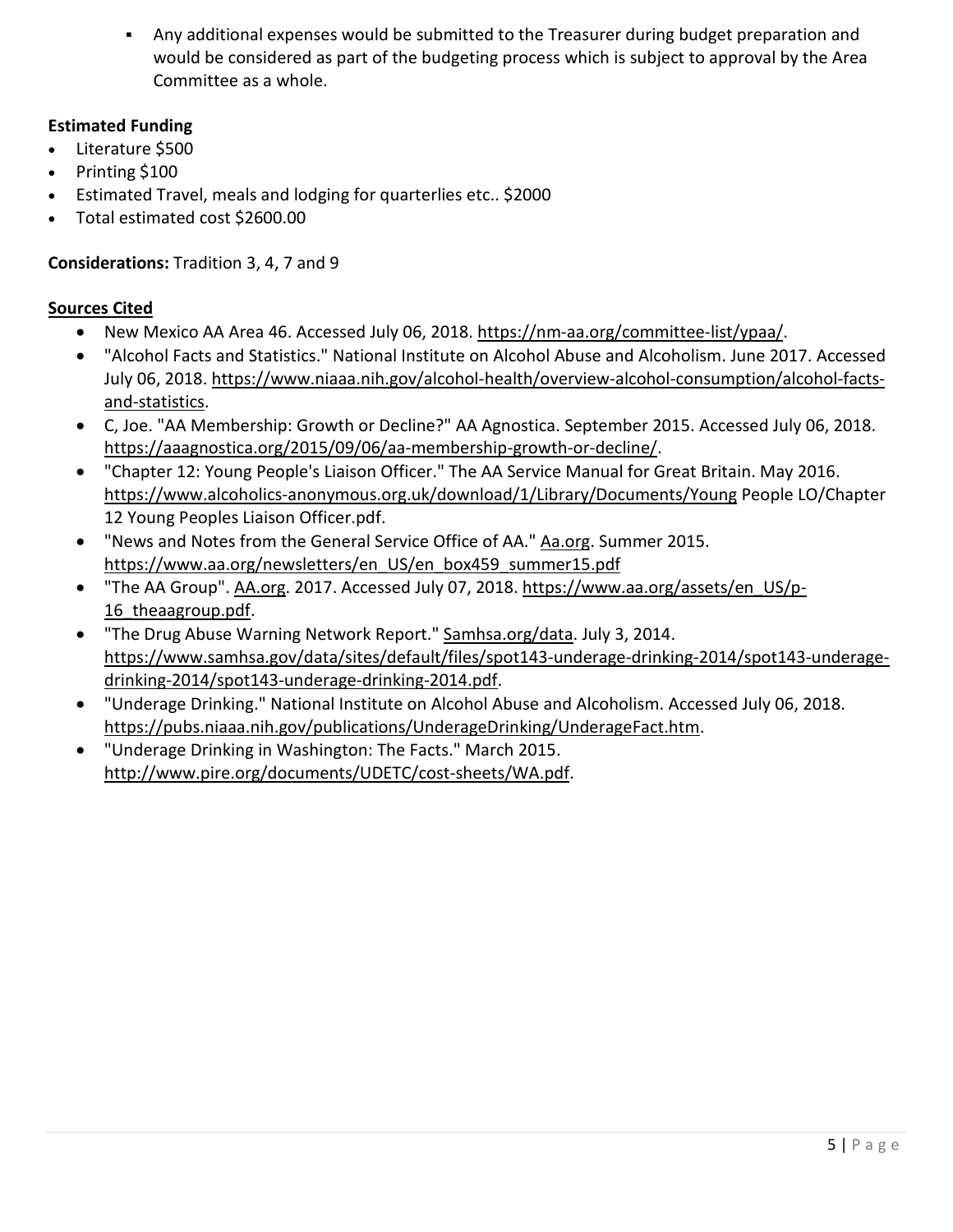- Any additional expenses would be submitted to the Treasurer during budget preparation and would be considered as part of the budgeting process which is subject to approval by the Area Committee as a whole.

**Estimated Funding**

- Literature $500
- Printing $100
- Estimated Travel, meals and lodging for quarterlies etc.. $2000
- Total estimated cost $2600.00

**Considerations:** Tradition 3, 4, 7 and 9

**Sources Cited**

- New Mexico AA Area 46. Accessed July 06, 2018. https://nm-aa.org/committee-list/ypaa/.
- "Alcohol Facts and Statistics." National Institute on Alcohol Abuse and Alcoholism. June 2017. Accessed July 06, 2018. https://www.niaaa.nih.gov/alcohol-health/overview-alcohol-consumption/alcohol-facts-and-statistics.
- C, Joe. "AA Membership: Growth or Decline?" AA Agnostica. September 2015. Accessed July 06, 2018. https://aaagnostica.org/2015/09/06/aa-membership-growth-or-decline/.
- "Chapter 12: Young People's Liaison Officer." The AA Service Manual for Great Britain. May 2016. https://www.alcoholics-anonymous.org.uk/download/1/Library/Documents/Young People LO/Chapter 12 Young Peoples Liaison Officer.pdf.
- "News and Notes from the General Service Office of AA." Aa.org. Summer 2015. https://www.aa.org/newsletters/en_US/en_box459_summer15.pdf
- "The AA Group". AA.org. 2017. Accessed July 07, 2018. https://www.aa.org/assets/en_US/p-16_theaagroup.pdf.
- "The Drug Abuse Warning Network Report." Samhsa.org/data. July 3, 2014. https://www.samhsa.gov/data/sites/default/files/spot143-underage-drinking-2014/spot143-underage-drinking-2014/spot143-underage-drinking-2014.pdf.
- "Underage Drinking." National Institute on Alcohol Abuse and Alcoholism. Accessed July 06, 2018. https://pubs.niaaa.nih.gov/publications/UnderageDrinking/UnderageFact.htm.
- "Underage Drinking in Washington: The Facts." March 2015. http://www.pire.org/documents/UDETC/cost-sheets/WA.pdf.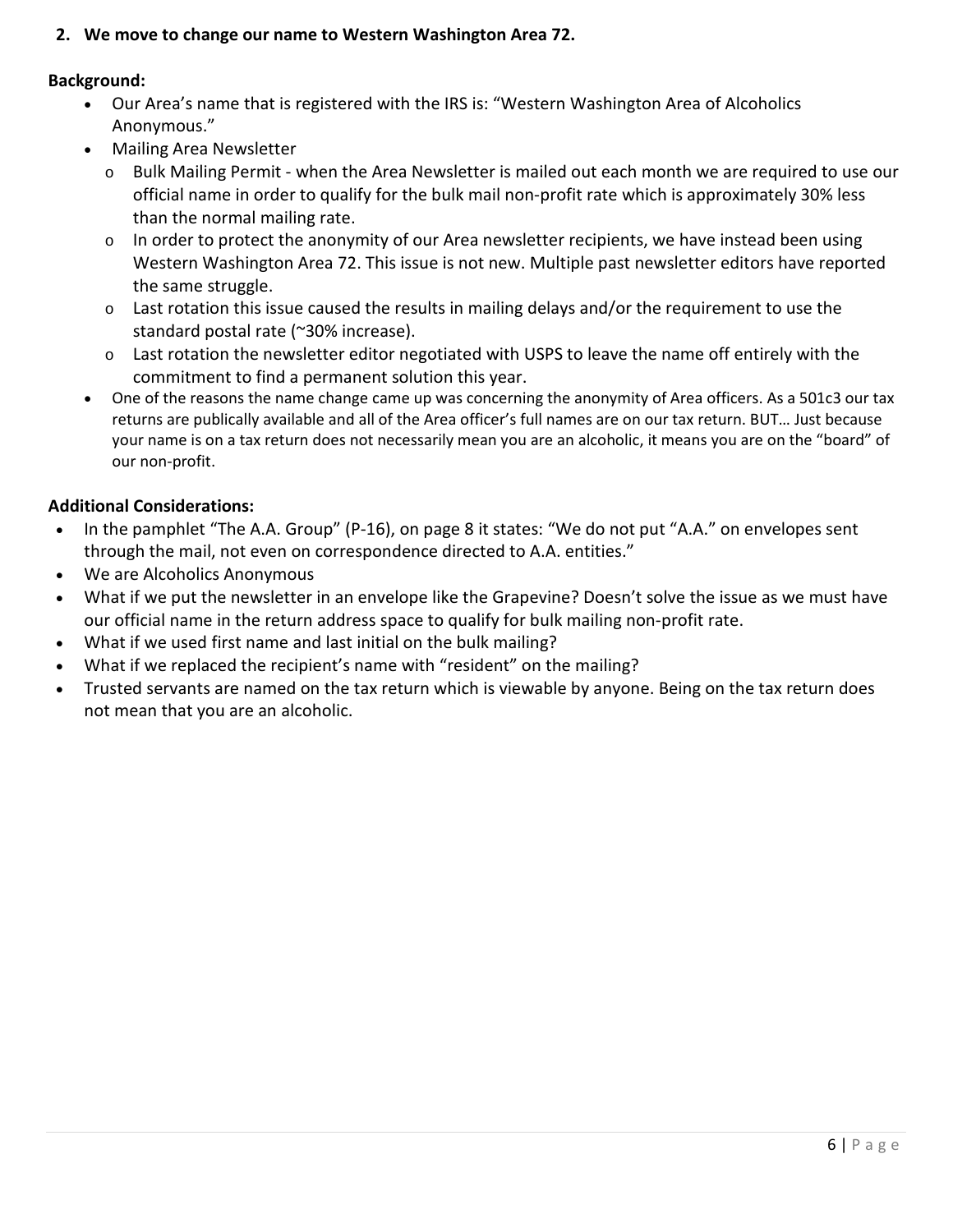2. **We move to change our name to Western Washington Area 72.**

**Background:**

- Our Area's name that is registered with the IRS is: "Western Washington Area of Alcoholics Anonymous."
- Mailing Area Newsletter
  - Bulk Mailing Permit - when the Area Newsletter is mailed out each month we are required to use our official name in order to qualify for the bulk mail non-profit rate which is approximately 30% less than the normal mailing rate.
  - In order to protect the anonymity of our Area newsletter recipients, we have instead been using Western Washington Area 72. This issue is not new. Multiple past newsletter editors have reported the same struggle.
  - Last rotation this issue caused the results in mailing delays and/or the requirement to use the standard postal rate (~30% increase).
  - Last rotation the newsletter editor negotiated with USPS to leave the name off entirely with the commitment to find a permanent solution this year.
- One of the reasons the name change came up was concerning the anonymity of Area officers. As a 501c3 our tax returns are publically available and all of the Area officer's full names are on our tax return. BUT… Just because your name is on a tax return does not necessarily mean you are an alcoholic, it means you are on the "board" of our non-profit.

**Additional Considerations:**

- In the pamphlet "The A.A. Group" (P-16), on page 8 it states: "We do not put "A.A." on envelopes sent through the mail, not even on correspondence directed to A.A. entities."
- We are Alcoholics Anonymous
- What if we put the newsletter in an envelope like the Grapevine? Doesn't solve the issue as we must have our official name in the return address space to qualify for bulk mailing non-profit rate.
- What if we used first name and last initial on the bulk mailing?
- What if we replaced the recipient's name with "resident" on the mailing?
- Trusted servants are named on the tax return which is viewable by anyone. Being on the tax return does not mean that you are an alcoholic.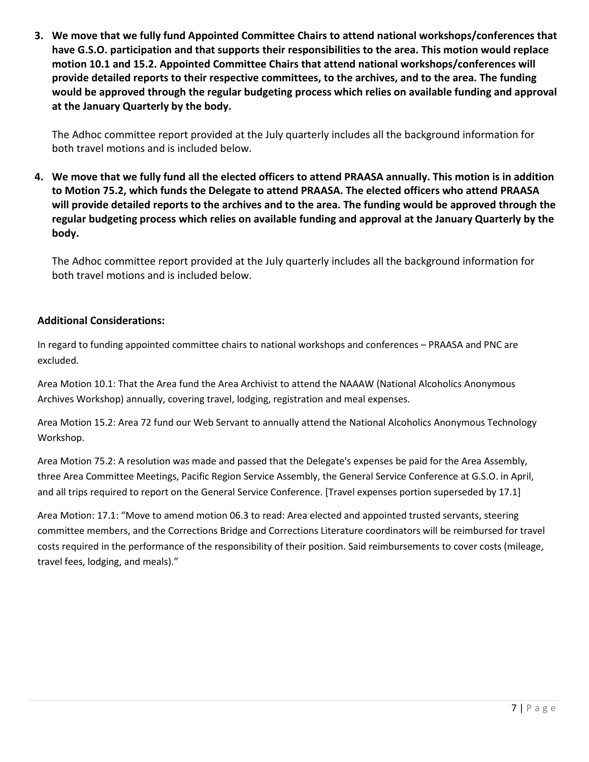3. **We move that we fully fund Appointed Committee Chairs to attend national workshops/conferences that have G.S.O. participation and that supports their responsibilities to the area. This motion would replace motion 10.1 and 15.2. Appointed Committee Chairs that attend national workshops/conferences will provide detailed reports to their respective committees, to the archives, and to the area. The funding would be approved through the regular budgeting process which relies on available funding and approval at the January Quarterly by the body.**

   The Adhoc committee report provided at the July quarterly includes all the background information for both travel motions and is included below.

4. **We move that we fully fund all the elected officers to attend PRAASA annually. This motion is in addition to Motion 75.2, which funds the Delegate to attend PRAASA. The elected officers who attend PRAASA will provide detailed reports to the archives and to the area. The funding would be approved through the regular budgeting process which relies on available funding and approval at the January Quarterly by the body.**

   The Adhoc committee report provided at the July quarterly includes all the background information for both travel motions and is included below.

**Additional Considerations:**

In regard to funding appointed committee chairs to national workshops and conferences – PRAASA and PNC are excluded.

Area Motion 10.1: That the Area fund the Area Archivist to attend the NAAAW (National Alcoholics Anonymous Archives Workshop) annually, covering travel, lodging, registration and meal expenses.

Area Motion 15.2: Area 72 fund our Web Servant to annually attend the National Alcoholics Anonymous Technology Workshop.

Area Motion 75.2: A resolution was made and passed that the Delegate's expenses be paid for the Area Assembly, three Area Committee Meetings, Pacific Region Service Assembly, the General Service Conference at G.S.O. in April, and all trips required to report on the General Service Conference. [Travel expenses portion superseded by 17.1]

Area Motion: 17.1: "Move to amend motion 06.3 to read: Area elected and appointed trusted servants, steering committee members, and the Corrections Bridge and Corrections Literature coordinators will be reimbursed for travel costs required in the performance of the responsibility of their position. Said reimbursements to cover costs (mileage, travel fees, lodging, and meals)."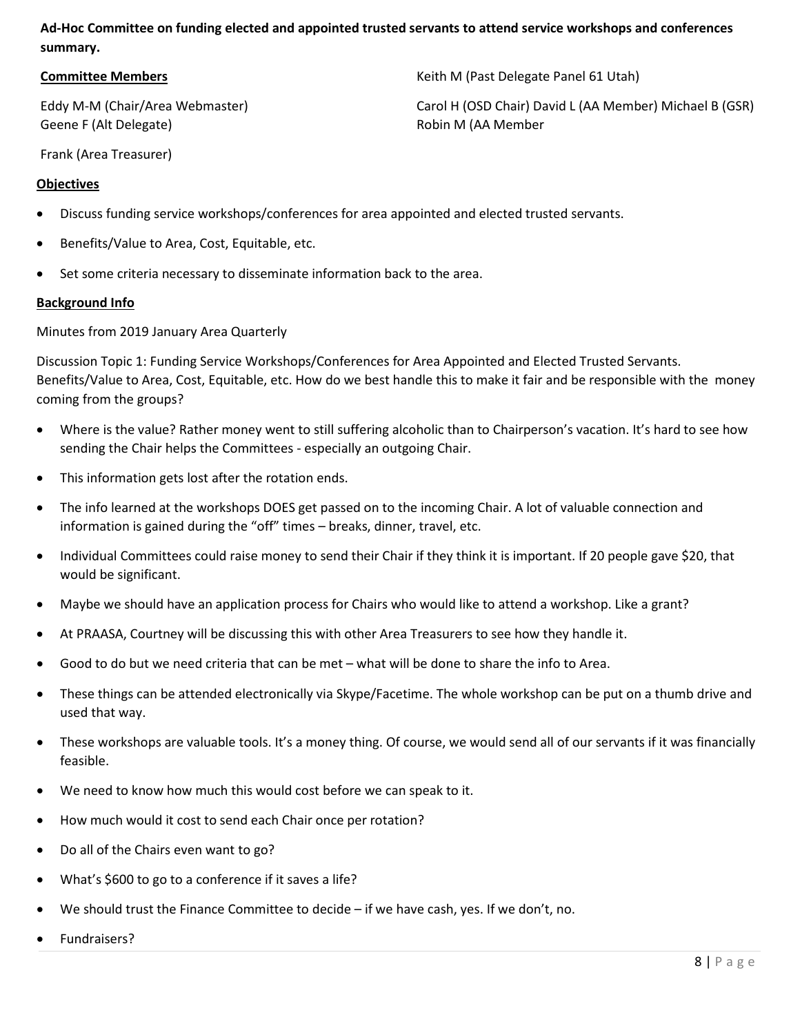**Ad-Hoc Committee on funding elected and appointed trusted servants to attend service workshops and conferences summary.**

**Committee Members**

Eddy M-M (Chair/Area Webmaster)
Geene F (Alt Delegate)

Frank (Area Treasurer)

Keith M (Past Delegate Panel 61 Utah)

Carol H (OSD Chair) David L (AA Member) Michael B (GSR)
Robin M (AA Member

**Objectives**

- Discuss funding service workshops/conferences for area appointed and elected trusted servants.
- Benefits/Value to Area, Cost, Equitable, etc.
- Set some criteria necessary to disseminate information back to the area.

**Background Info**

Minutes from 2019 January Area Quarterly

Discussion Topic 1: Funding Service Workshops/Conferences for Area Appointed and Elected Trusted Servants. Benefits/Value to Area, Cost, Equitable, etc. How do we best handle this to make it fair and be responsible with the money coming from the groups?

- Where is the value? Rather money went to still suffering alcoholic than to Chairperson's vacation. It's hard to see how sending the Chair helps the Committees - especially an outgoing Chair.
- This information gets lost after the rotation ends.
- The info learned at the workshops DOES get passed on to the incoming Chair. A lot of valuable connection and information is gained during the "off" times – breaks, dinner, travel, etc.
- Individual Committees could raise money to send their Chair if they think it is important. If 20 people gave $20, that would be significant.
- Maybe we should have an application process for Chairs who would like to attend a workshop. Like a grant?
- At PRAASA, Courtney will be discussing this with other Area Treasurers to see how they handle it.
- Good to do but we need criteria that can be met – what will be done to share the info to Area.
- These things can be attended electronically via Skype/Facetime. The whole workshop can be put on a thumb drive and used that way.
- These workshops are valuable tools. It's a money thing. Of course, we would send all of our servants if it was financially feasible.
- We need to know how much this would cost before we can speak to it.
- How much would it cost to send each Chair once per rotation?
- Do all of the Chairs even want to go?
- What's $600 to go to a conference if it saves a life?
- We should trust the Finance Committee to decide – if we have cash, yes. If we don't, no.
- Fundraisers?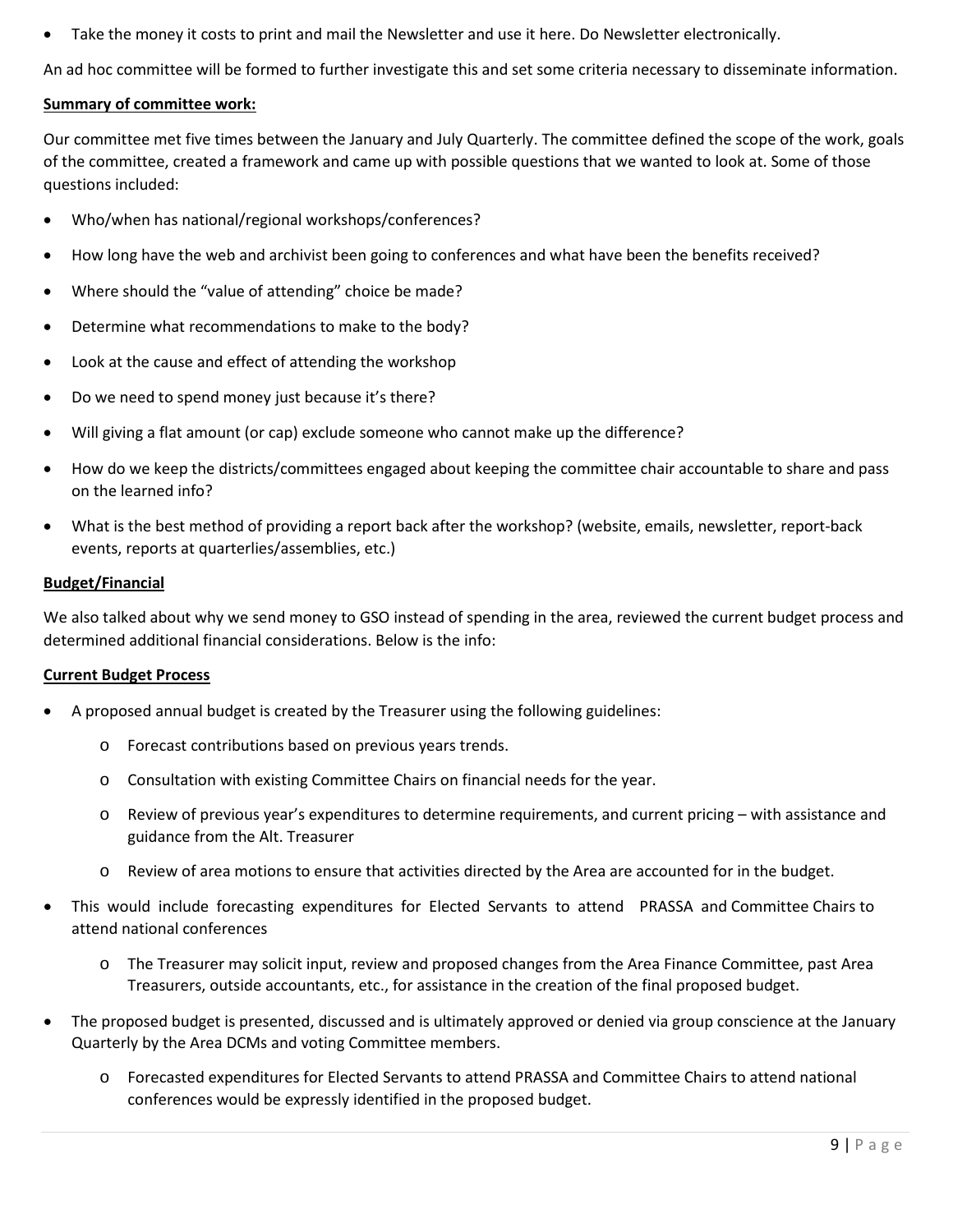- Take the money it costs to print and mail the Newsletter and use it here. Do Newsletter electronically.

An ad hoc committee will be formed to further investigate this and set some criteria necessary to disseminate information.

**Summary of committee work:**

Our committee met five times between the January and July Quarterly. The committee defined the scope of the work, goals of the committee, created a framework and came up with possible questions that we wanted to look at. Some of those questions included:

- Who/when has national/regional workshops/conferences?
- How long have the web and archivist been going to conferences and what have been the benefits received?
- Where should the "value of attending" choice be made?
- Determine what recommendations to make to the body?
- Look at the cause and effect of attending the workshop
- Do we need to spend money just because it's there?
- Will giving a flat amount (or cap) exclude someone who cannot make up the difference?
- How do we keep the districts/committees engaged about keeping the committee chair accountable to share and pass on the learned info?
- What is the best method of providing a report back after the workshop? (website, emails, newsletter, report-back events, reports at quarterlies/assemblies, etc.)

**Budget/Financial**

We also talked about why we send money to GSO instead of spending in the area, reviewed the current budget process and determined additional financial considerations. Below is the info:

**Current Budget Process**

- A proposed annual budget is created by the Treasurer using the following guidelines:
  - Forecast contributions based on previous years trends.
  - Consultation with existing Committee Chairs on financial needs for the year.
  - Review of previous year's expenditures to determine requirements, and current pricing – with assistance and guidance from the Alt. Treasurer
  - Review of area motions to ensure that activities directed by the Area are accounted for in the budget.
- This would include forecasting expenditures for Elected Servants to attend PRASSA and Committee Chairs to attend national conferences
  - The Treasurer may solicit input, review and proposed changes from the Area Finance Committee, past Area Treasurers, outside accountants, etc., for assistance in the creation of the final proposed budget.
- The proposed budget is presented, discussed and is ultimately approved or denied via group conscience at the January Quarterly by the Area DCMs and voting Committee members.
  - Forecasted expenditures for Elected Servants to attend PRASSA and Committee Chairs to attend national conferences would be expressly identified in the proposed budget.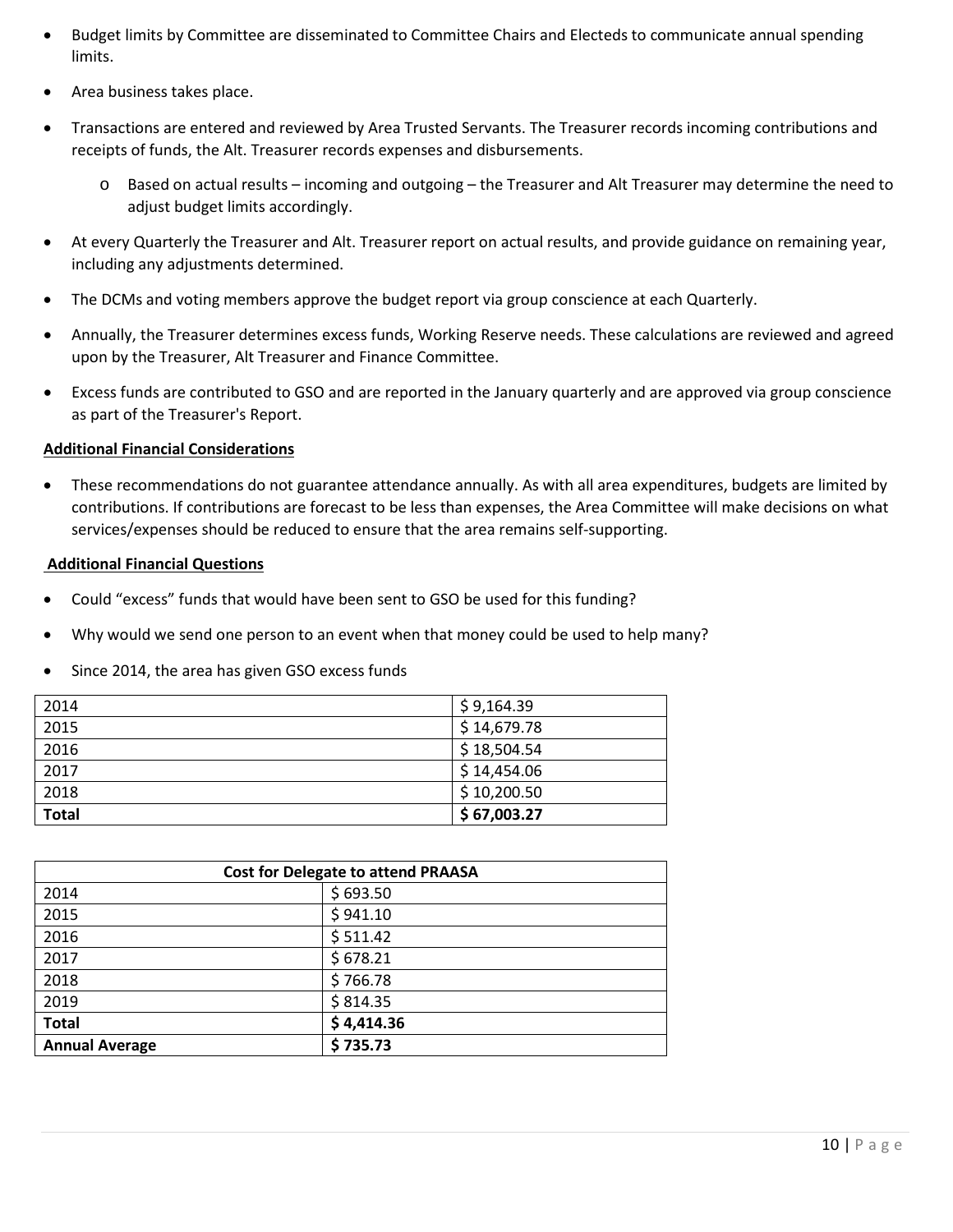- Budget limits by Committee are disseminated to Committee Chairs and Electeds to communicate annual spending limits.
- Area business takes place.
- Transactions are entered and reviewed by Area Trusted Servants. The Treasurer records incoming contributions and receipts of funds, the Alt. Treasurer records expenses and disbursements.
  - Based on actual results – incoming and outgoing – the Treasurer and Alt Treasurer may determine the need to adjust budget limits accordingly.
- At every Quarterly the Treasurer and Alt. Treasurer report on actual results, and provide guidance on remaining year, including any adjustments determined.
- The DCMs and voting members approve the budget report via group conscience at each Quarterly.
- Annually, the Treasurer determines excess funds, Working Reserve needs. These calculations are reviewed and agreed upon by the Treasurer, Alt Treasurer and Finance Committee.
- Excess funds are contributed to GSO and are reported in the January quarterly and are approved via group conscience as part of the Treasurer's Report.

**Additional Financial Considerations**

- These recommendations do not guarantee attendance annually. As with all area expenditures, budgets are limited by contributions. If contributions are forecast to be less than expenses, the Area Committee will make decisions on what services/expenses should be reduced to ensure that the area remains self-supporting.

**Additional Financial Questions**

- Could "excess" funds that would have been sent to GSO be used for this funding?
- Why would we send one person to an event when that money could be used to help many?
- Since 2014, the area has given GSO excess funds

| | |
|---|---|
| 2014 | $ 9,164.39 |
| 2015 | $ 14,679.78 |
| 2016 | $ 18,504.54 |
| 2017 | $ 14,454.06 |
| 2018 | $ 10,200.50 |
| **Total** | **$ 67,003.27** |

| Cost for Delegate to attend PRAASA | |
|---|---|
| 2014 | $ 693.50 |
| 2015 | $ 941.10 |
| 2016 | $ 511.42 |
| 2017 | $ 678.21 |
| 2018 | $ 766.78 |
| 2019 | $ 814.35 |
| **Total** | **$ 4,414.36** |
| **Annual Average** | **$ 735.73** |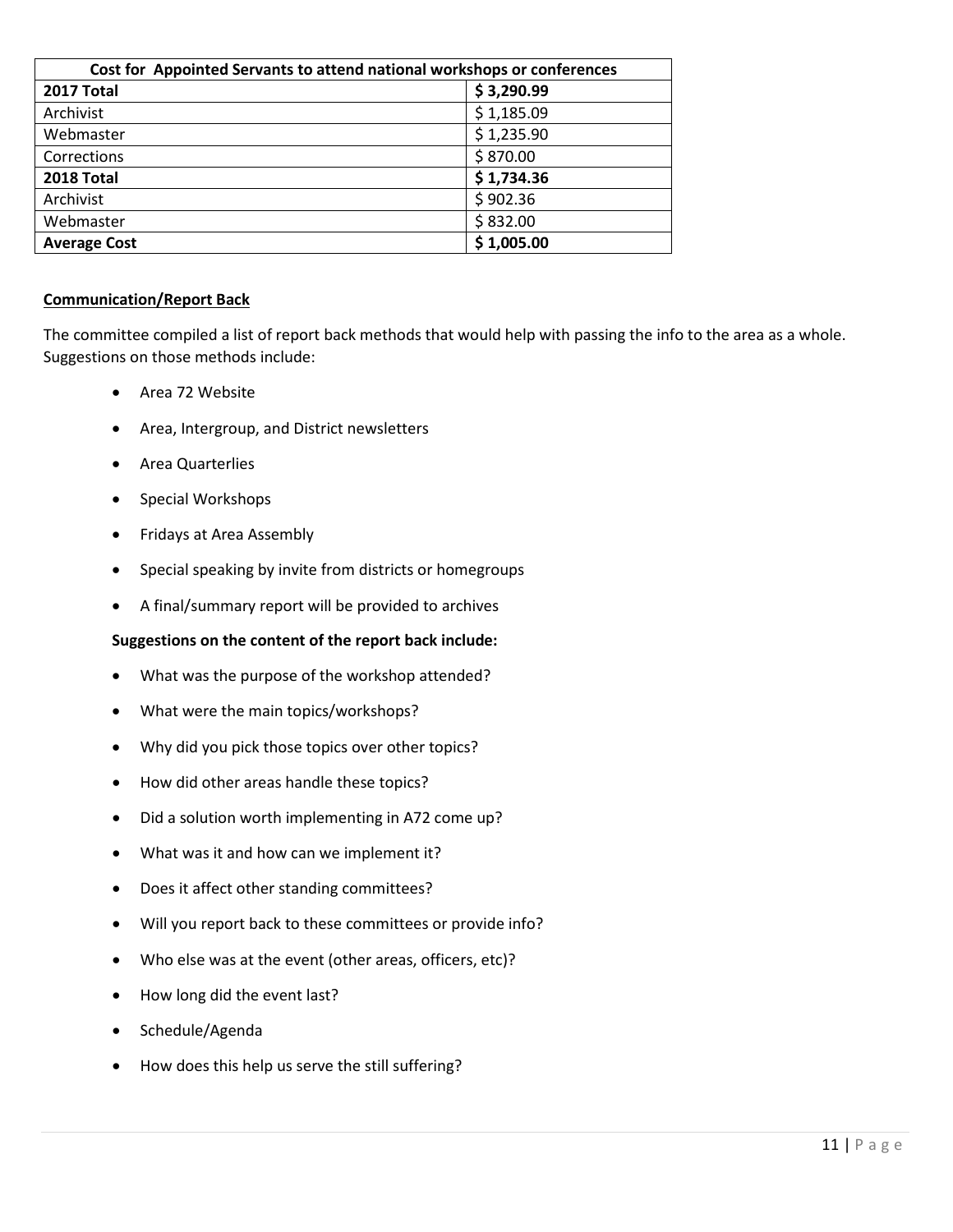| Cost for Appointed Servants to attend national workshops or conferences | |
|---|---|
| **2017 Total** | **$ 3,290.99** |
| Archivist | $ 1,185.09 |
| Webmaster | $ 1,235.90 |
| Corrections | $ 870.00 |
| **2018 Total** | **$ 1,734.36** |
| Archivist | $ 902.36 |
| Webmaster | $ 832.00 |
| **Average Cost** | **$ 1,005.00** |

**Communication/Report Back**

The committee compiled a list of report back methods that would help with passing the info to the area as a whole. Suggestions on those methods include:

- Area 72 Website
- Area, Intergroup, and District newsletters
- Area Quarterlies
- Special Workshops
- Fridays at Area Assembly
- Special speaking by invite from districts or homegroups
- A final/summary report will be provided to archives

**Suggestions on the content of the report back include:**

- What was the purpose of the workshop attended?
- What were the main topics/workshops?
- Why did you pick those topics over other topics?
- How did other areas handle these topics?
- Did a solution worth implementing in A72 come up?
- What was it and how can we implement it?
- Does it affect other standing committees?
- Will you report back to these committees or provide info?
- Who else was at the event (other areas, officers, etc)?
- How long did the event last?
- Schedule/Agenda
- How does this help us serve the still suffering?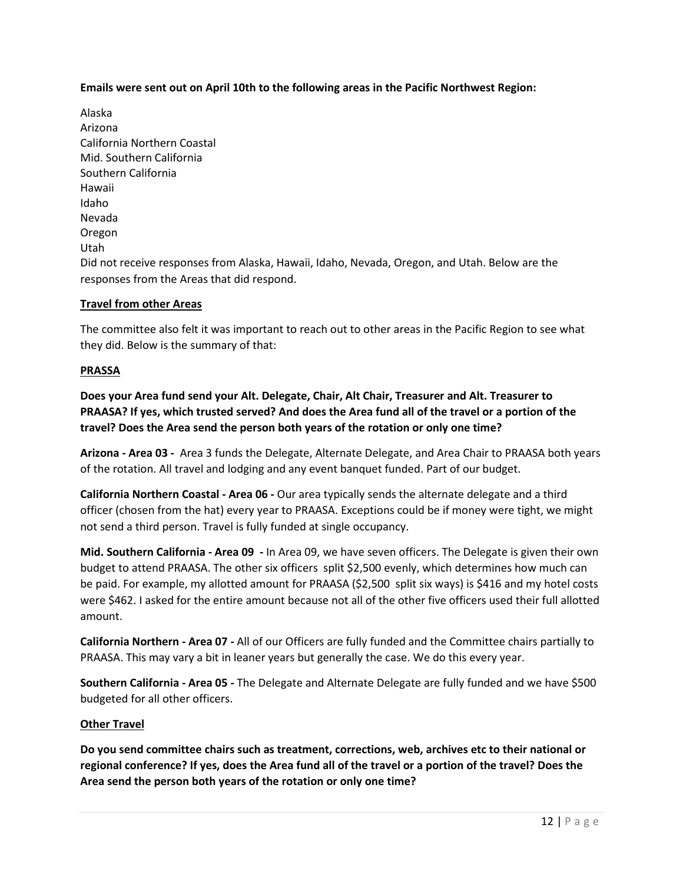**Emails were sent out on April 10th to the following areas in the Pacific Northwest Region:**

Alaska
Arizona
California Northern Coastal
Mid. Southern California
Southern California
Hawaii
Idaho
Nevada
Oregon
Utah
Did not receive responses from Alaska, Hawaii, Idaho, Nevada, Oregon, and Utah. Below are the responses from the Areas that did respond.

__Travel from other Areas__

The committee also felt it was important to reach out to other areas in the Pacific Region to see what they did. Below is the summary of that:

__PRASSA__

**Does your Area fund send your Alt. Delegate, Chair, Alt Chair, Treasurer and Alt. Treasurer to PRAASA? If yes, which trusted served? And does the Area fund all of the travel or a portion of the travel? Does the Area send the person both years of the rotation or only one time?**

**Arizona - Area 03 -** Area 3 funds the Delegate, Alternate Delegate, and Area Chair to PRAASA both years of the rotation. All travel and lodging and any event banquet funded. Part of our budget.

**California Northern Coastal - Area 06 -** Our area typically sends the alternate delegate and a third officer (chosen from the hat) every year to PRAASA. Exceptions could be if money were tight, we might not send a third person. Travel is fully funded at single occupancy.

**Mid. Southern California - Area 09 -** In Area 09, we have seven officers. The Delegate is given their own budget to attend PRAASA. The other six officers split $2,500 evenly, which determines how much can be paid. For example, my allotted amount for PRAASA ($2,500 split six ways) is $416 and my hotel costs were $462. I asked for the entire amount because not all of the other five officers used their full allotted amount.

**California Northern - Area 07 -** All of our Officers are fully funded and the Committee chairs partially to PRAASA. This may vary a bit in leaner years but generally the case. We do this every year.

**Southern California - Area 05 -** The Delegate and Alternate Delegate are fully funded and we have $500 budgeted for all other officers.

__Other Travel__

**Do you send committee chairs such as treatment, corrections, web, archives etc to their national or regional conference? If yes, does the Area fund all of the travel or a portion of the travel? Does the Area send the person both years of the rotation or only one time?**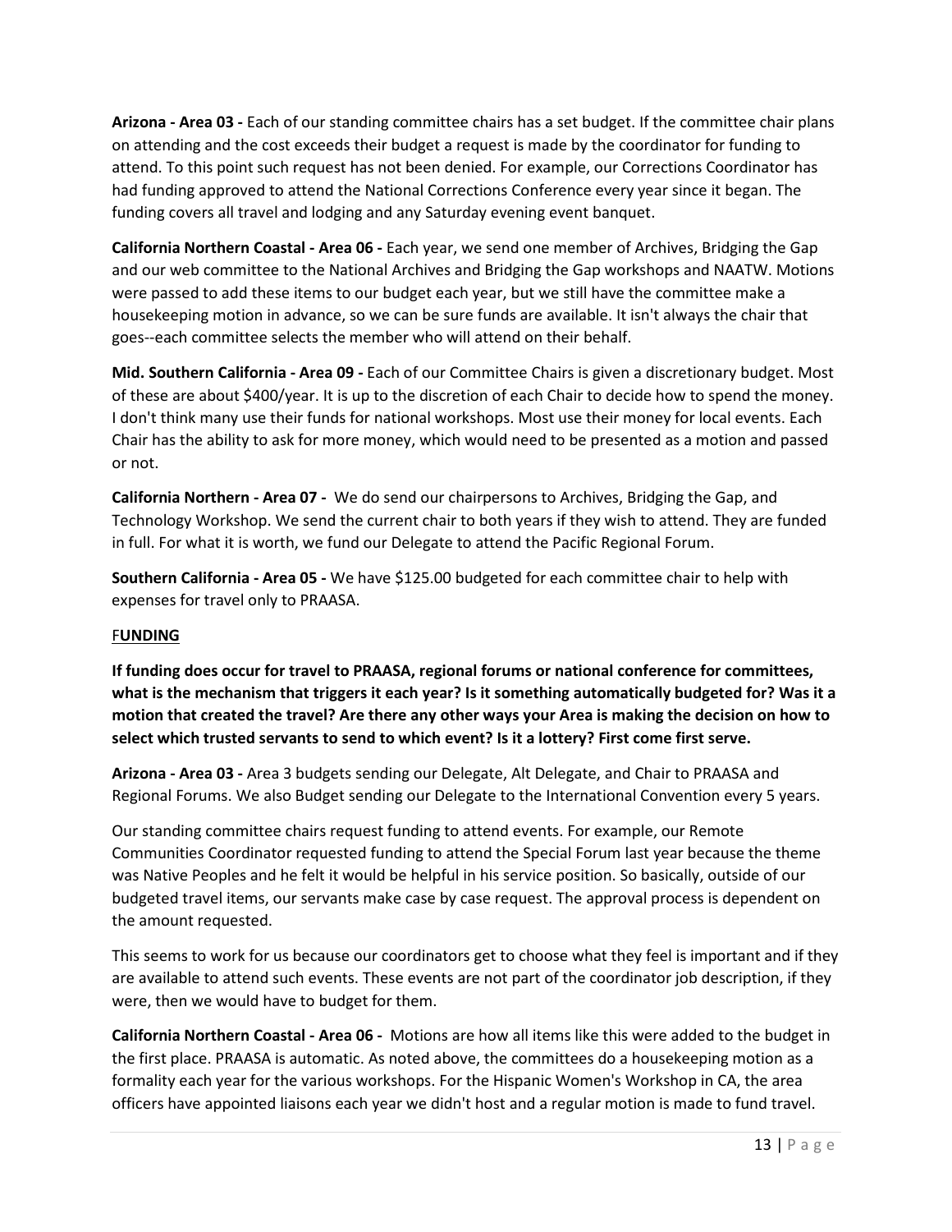**Arizona - Area 03 -** Each of our standing committee chairs has a set budget. If the committee chair plans on attending and the cost exceeds their budget a request is made by the coordinator for funding to attend. To this point such request has not been denied. For example, our Corrections Coordinator has had funding approved to attend the National Corrections Conference every year since it began. The funding covers all travel and lodging and any Saturday evening event banquet.

**California Northern Coastal - Area 06 -** Each year, we send one member of Archives, Bridging the Gap and our web committee to the National Archives and Bridging the Gap workshops and NAATW. Motions were passed to add these items to our budget each year, but we still have the committee make a housekeeping motion in advance, so we can be sure funds are available. It isn't always the chair that goes--each committee selects the member who will attend on their behalf.

**Mid. Southern California - Area 09 -** Each of our Committee Chairs is given a discretionary budget. Most of these are about $400/year. It is up to the discretion of each Chair to decide how to spend the money. I don't think many use their funds for national workshops. Most use their money for local events. Each Chair has the ability to ask for more money, which would need to be presented as a motion and passed or not.

**California Northern - Area 07 -** We do send our chairpersons to Archives, Bridging the Gap, and Technology Workshop. We send the current chair to both years if they wish to attend. They are funded in full. For what it is worth, we fund our Delegate to attend the Pacific Regional Forum.

**Southern California - Area 05 -** We have $125.00 budgeted for each committee chair to help with expenses for travel only to PRAASA.

## FUNDING

**If funding does occur for travel to PRAASA, regional forums or national conference for committees, what is the mechanism that triggers it each year? Is it something automatically budgeted for? Was it a motion that created the travel? Are there any other ways your Area is making the decision on how to select which trusted servants to send to which event? Is it a lottery? First come first serve.**

**Arizona - Area 03 -** Area 3 budgets sending our Delegate, Alt Delegate, and Chair to PRAASA and Regional Forums. We also Budget sending our Delegate to the International Convention every 5 years.

Our standing committee chairs request funding to attend events. For example, our Remote Communities Coordinator requested funding to attend the Special Forum last year because the theme was Native Peoples and he felt it would be helpful in his service position. So basically, outside of our budgeted travel items, our servants make case by case request. The approval process is dependent on the amount requested.

This seems to work for us because our coordinators get to choose what they feel is important and if they are available to attend such events. These events are not part of the coordinator job description, if they were, then we would have to budget for them.

**California Northern Coastal - Area 06 -** Motions are how all items like this were added to the budget in the first place. PRAASA is automatic. As noted above, the committees do a housekeeping motion as a formality each year for the various workshops. For the Hispanic Women's Workshop in CA, the area officers have appointed liaisons each year we didn't host and a regular motion is made to fund travel.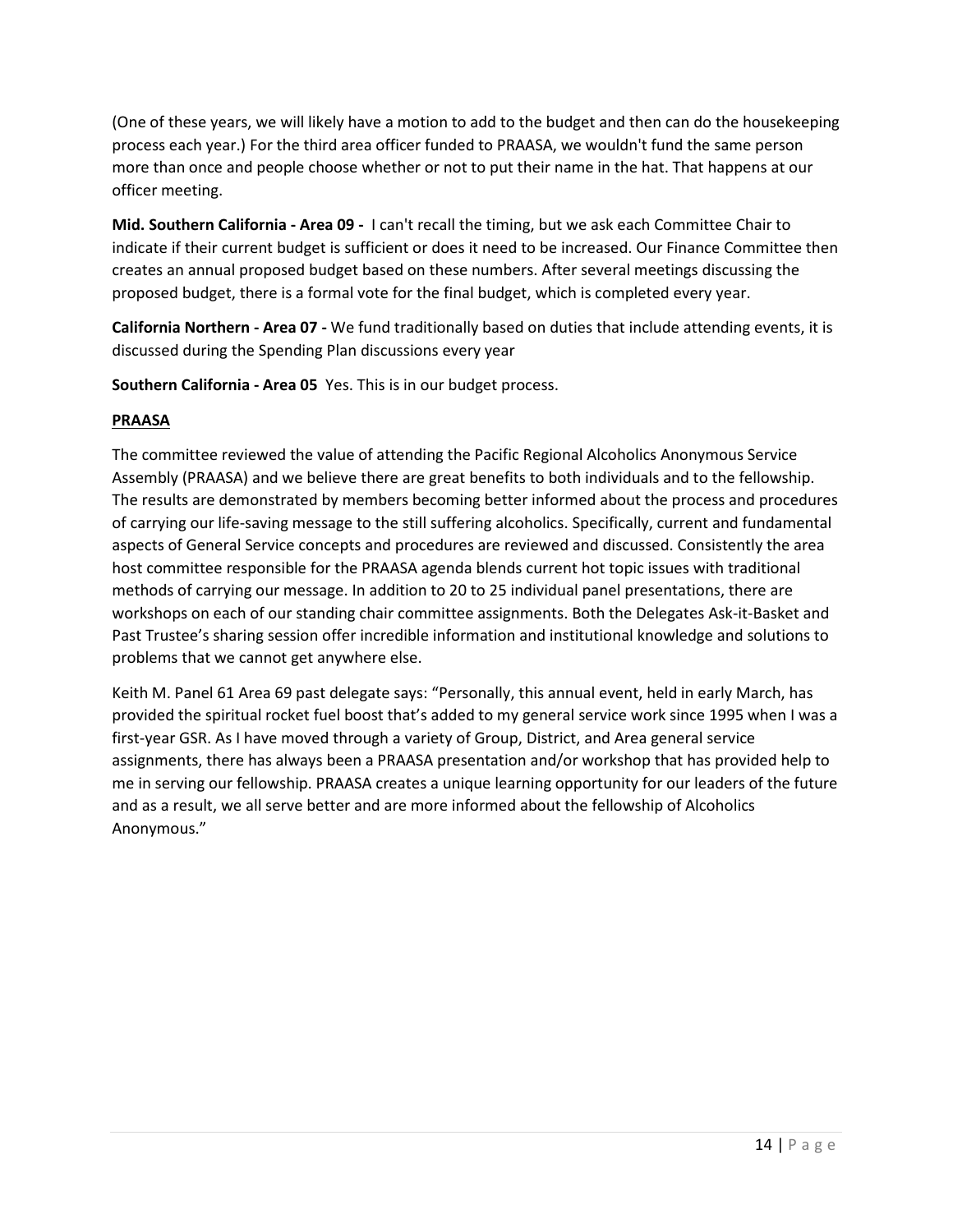(One of these years, we will likely have a motion to add to the budget and then can do the housekeeping process each year.) For the third area officer funded to PRAASA, we wouldn't fund the same person more than once and people choose whether or not to put their name in the hat. That happens at our officer meeting.

**Mid. Southern California - Area 09 -** I can't recall the timing, but we ask each Committee Chair to indicate if their current budget is sufficient or does it need to be increased. Our Finance Committee then creates an annual proposed budget based on these numbers. After several meetings discussing the proposed budget, there is a formal vote for the final budget, which is completed every year.

**California Northern - Area 07 -** We fund traditionally based on duties that include attending events, it is discussed during the Spending Plan discussions every year

**Southern California - Area 05** Yes. This is in our budget process.

**PRAASA**

The committee reviewed the value of attending the Pacific Regional Alcoholics Anonymous Service Assembly (PRAASA) and we believe there are great benefits to both individuals and to the fellowship. The results are demonstrated by members becoming better informed about the process and procedures of carrying our life-saving message to the still suffering alcoholics. Specifically, current and fundamental aspects of General Service concepts and procedures are reviewed and discussed. Consistently the area host committee responsible for the PRAASA agenda blends current hot topic issues with traditional methods of carrying our message. In addition to 20 to 25 individual panel presentations, there are workshops on each of our standing chair committee assignments. Both the Delegates Ask-it-Basket and Past Trustee's sharing session offer incredible information and institutional knowledge and solutions to problems that we cannot get anywhere else.

Keith M. Panel 61 Area 69 past delegate says: "Personally, this annual event, held in early March, has provided the spiritual rocket fuel boost that's added to my general service work since 1995 when I was a first-year GSR. As I have moved through a variety of Group, District, and Area general service assignments, there has always been a PRAASA presentation and/or workshop that has provided help to me in serving our fellowship. PRAASA creates a unique learning opportunity for our leaders of the future and as a result, we all serve better and are more informed about the fellowship of Alcoholics Anonymous."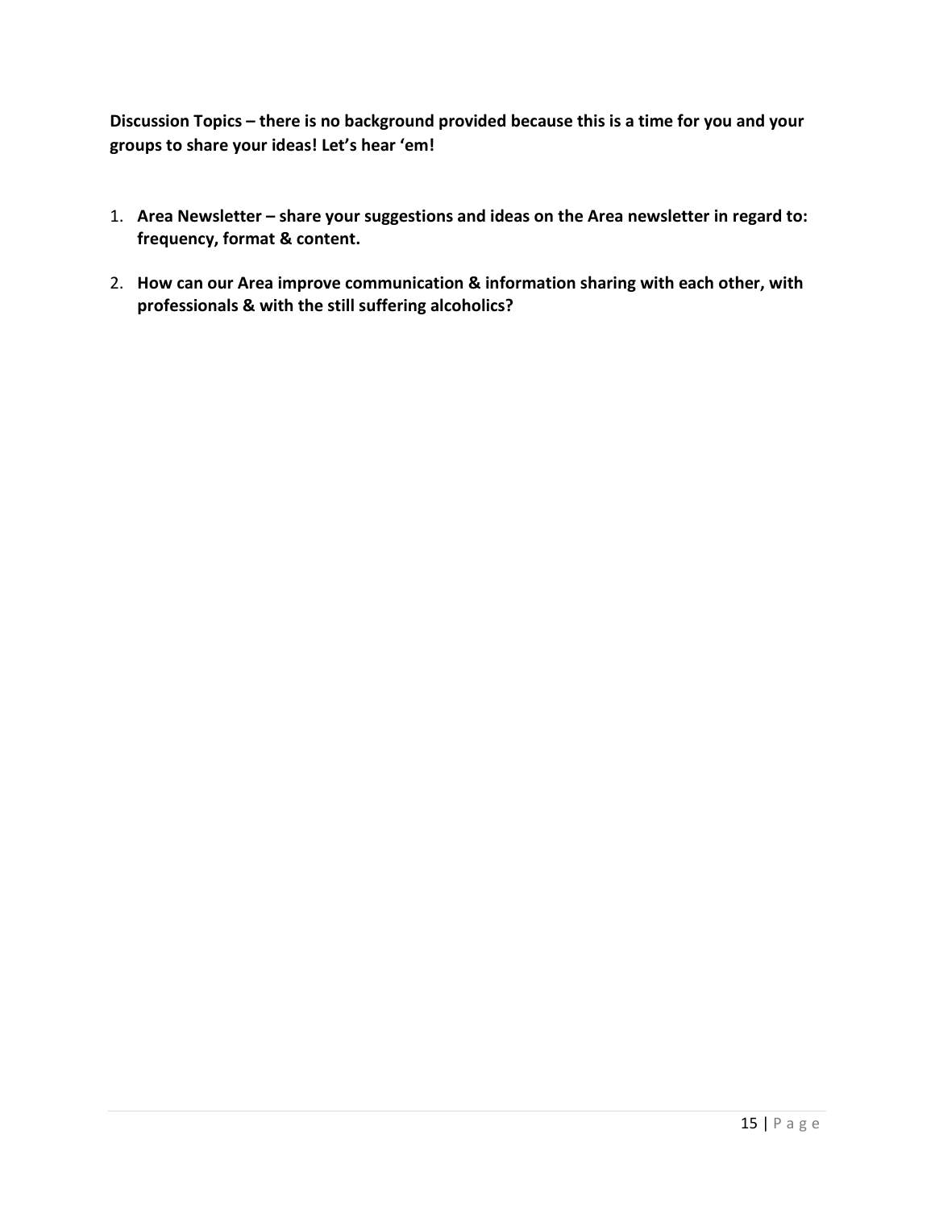**Discussion Topics – there is no background provided because this is a time for you and your groups to share your ideas! Let's hear 'em!**

1. **Area Newsletter – share your suggestions and ideas on the Area newsletter in regard to: frequency, format & content.**

2. **How can our Area improve communication & information sharing with each other, with professionals & with the still suffering alcoholics?**